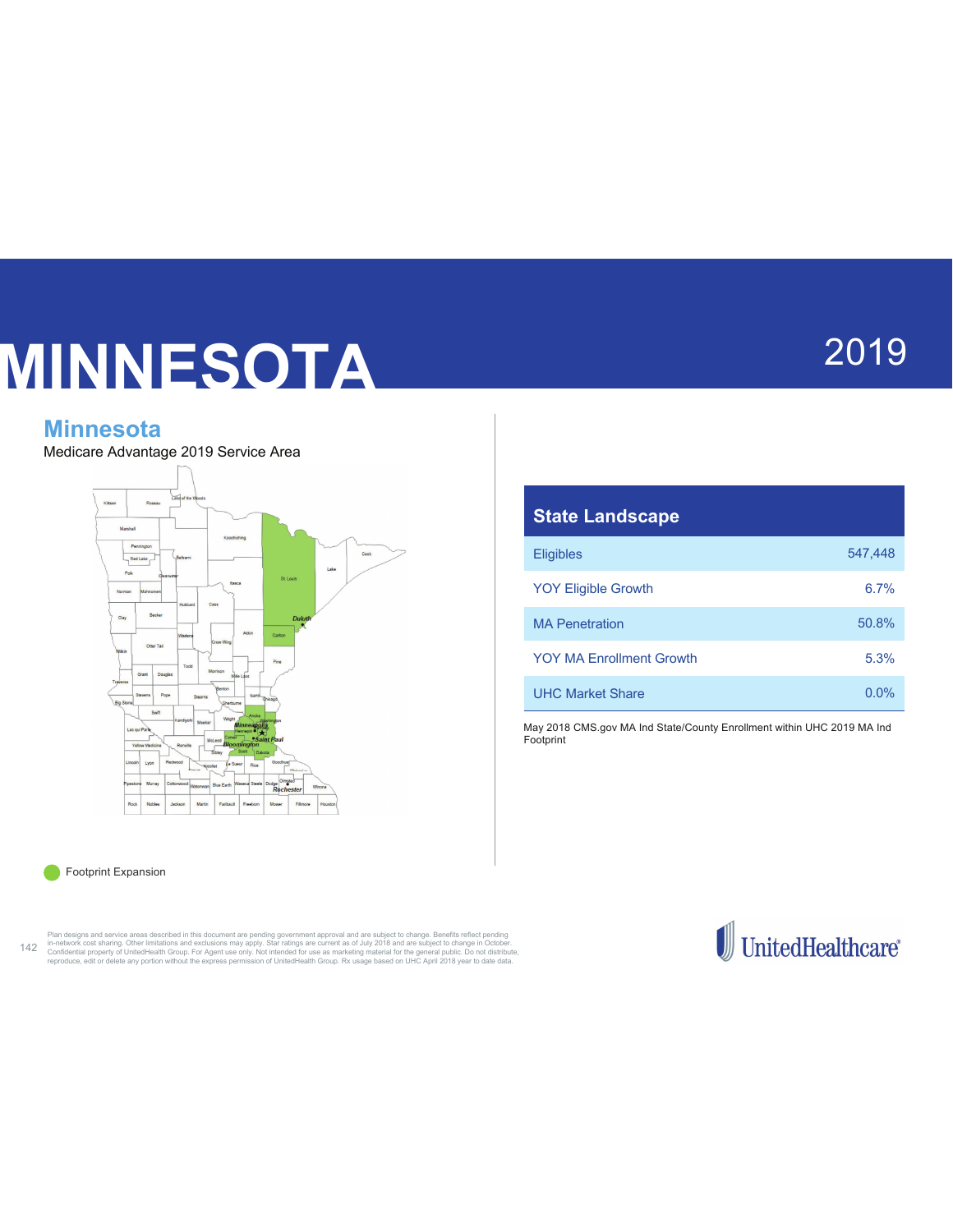# MINNESOTA

2019

## Minnesota

Medicare Advantage 2019 Service Area

Footprint Expansion

| State Landscape | |
|---|---|
| Eligibles | 547,448 |
| YOY Eligible Growth | 6.7% |
| MA Penetration | 50.8% |
| YOY MA Enrollment Growth | 5.3% |
| UHC Market Share | 0.0% |

May 2018 CMS.gov MA Ind State/County Enrollment within UHC 2019 MA Ind Footprint

Plan designs and service areas described in this document are pending government approval and are subject to change. Benefits reflect pending in-network cost sharing. Other limitations and exclusions may apply. Star ratings are current as of July 2018 and are subject to change in October. Confidential property of UnitedHealth Group. For Agent use only. Not intended for use as marketing material for the general public. Do not distribute, reproduce, edit or delete any portion without the express permission of UnitedHealth Group. Rx usage based on UHC April 2018 year to date data.

UnitedHealthcare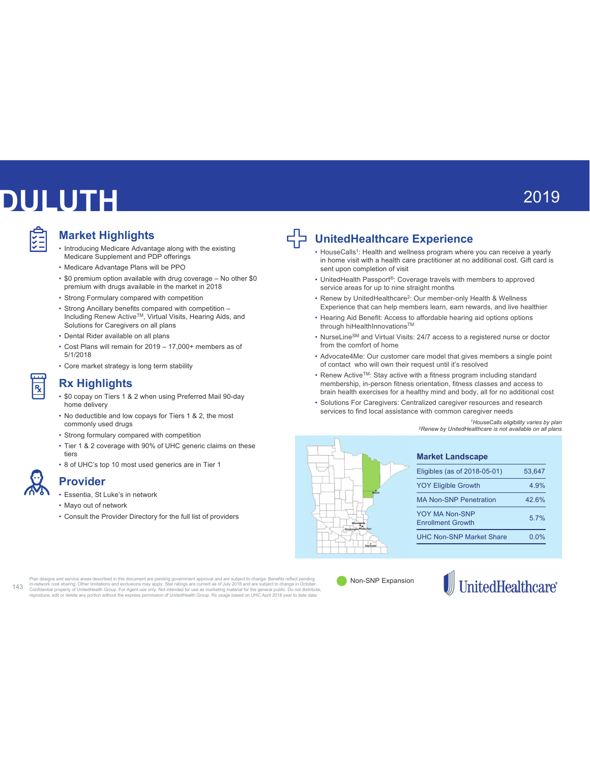# DULUTH

2019

## Market Highlights

- Introducing Medicare Advantage along with the existing Medicare Supplement and PDP offerings
- Medicare Advantage Plans will be PPO
- $0 premium option available with drug coverage – No other $0 premium with drugs available in the market in 2018
- Strong Formulary compared with competition
- Strong Ancillary benefits compared with competition – Including Renew Active™, Virtual Visits, Hearing Aids, and Solutions for Caregivers on all plans
- Dental Rider available on all plans
- Cost Plans will remain for 2019 – 17,000+ members as of 5/1/2018
- Core market strategy is long term stability

## Rx Highlights

- $0 copay on Tiers 1 & 2 when using Preferred Mail 90-day home delivery
- No deductible and low copays for Tiers 1 & 2, the most commonly used drugs
- Strong formulary compared with competition
- Tier 1 & 2 coverage with 90% of UHC generic claims on these tiers
- 8 of UHC's top 10 most used generics are in Tier 1

## Provider

- Essentia, St Luke's in network
- Mayo out of network
- Consult the Provider Directory for the full list of providers

## UnitedHealthcare Experience

- HouseCalls[1]: Health and wellness program where you can receive a yearly in home visit with a health care practitioner at no additional cost. Gift card is sent upon completion of visit
- UnitedHealth Passport®: Coverage travels with members to approved service areas for up to nine straight months
- Renew by UnitedHealthcare[2]: Our member-only Health & Wellness Experience that can help members learn, earn rewards, and live healthier
- Hearing Aid Benefit: Access to affordable hearing aid options options through hiHealthInnovations™
- NurseLine℠ and Virtual Visits: 24/7 access to a registered nurse or doctor from the comfort of home
- Advocate4Me: Our customer care model that gives members a single point of contact who will own their request until it's resolved
- Renew Active™: Stay active with a fitness program including standard membership, in-person fitness orientation, fitness classes and access to brain health exercises for a healthy mind and body, all for no additional cost
- Solutions For Caregivers: Centralized caregiver resources and research services to find local assistance with common caregiver needs

*[1]HouseCalls eligibility varies by plan*
*[2]Renew by UnitedHealthcare is not available on all plans*

### Market Landscape

| Market Landscape | |
|---|---|
| Eligibles (as of 2018-05-01) | 53,647 |
| YOY Eligible Growth | 4.9% |
| MA Non-SNP Penetration | 42.6% |
| YOY MA Non-SNP Enrollment Growth | 5.7% |
| UHC Non-SNP Market Share | 0.0% |

Non-SNP Expansion

Plan designs and service areas described in this document are pending government approval and are subject to change. Benefits reflect pending in-network cost sharing. Other limitations and exclusions may apply. Star ratings are current as of July 2018 and are subject to change in October. Confidential property of UnitedHealth Group. For Agent use only. Not intended for use as marketing material for the general public. Do not distribute, reproduce, edit or delete any portion without the express permission of UnitedHealth Group. Rx usage based on UHC April 2018 year to date data.

UnitedHealthcare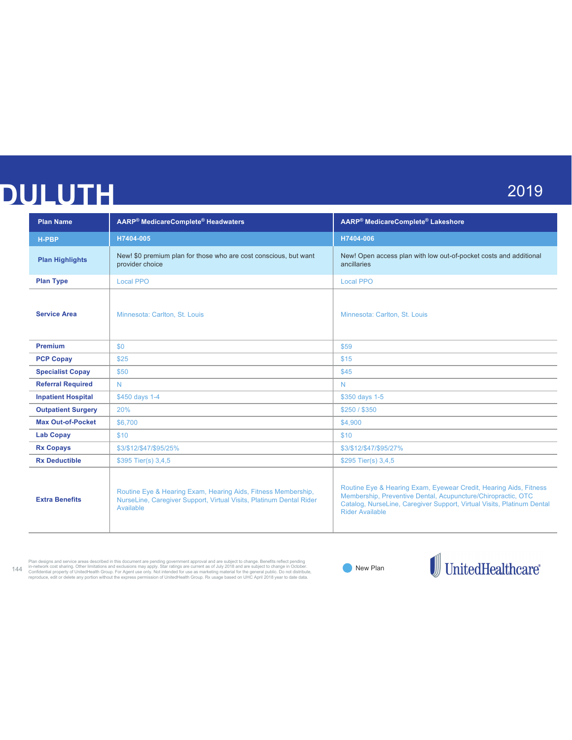# DULUTH

2019

| Plan Name | AARP® MedicareComplete® Headwaters | AARP® MedicareComplete® Lakeshore |
|---|---|---|
| H-PBP | H7404-005 | H7404-006 |
| Plan Highlights | New! $0 premium plan for those who are cost conscious, but want provider choice | New! Open access plan with low out-of-pocket costs and additional ancillaries |
| Plan Type | Local PPO | Local PPO |
| Service Area | Minnesota: Carlton, St. Louis | Minnesota: Carlton, St. Louis |
| Premium | $0 | $59 |
| PCP Copay | $25 | $15 |
| Specialist Copay | $50 | $45 |
| Referral Required | N | N |
| Inpatient Hospital | $450 days 1-4 | $350 days 1-5 |
| Outpatient Surgery | 20% | $250 / $350 |
| Max Out-of-Pocket | $6,700 | $4,900 |
| Lab Copay | $10 | $10 |
| Rx Copays | $3/$12/$47/$95/25% | $3/$12/$47/$95/27% |
| Rx Deductible | $395 Tier(s) 3,4,5 | $295 Tier(s) 3,4,5 |
| Extra Benefits | Routine Eye & Hearing Exam, Hearing Aids, Fitness Membership, NurseLine, Caregiver Support, Virtual Visits, Platinum Dental Rider Available | Routine Eye & Hearing Exam, Eyewear Credit, Hearing Aids, Fitness Membership, Preventive Dental, Acupuncture/Chiropractic, OTC Catalog, NurseLine, Caregiver Support, Virtual Visits, Platinum Dental Rider Available |

Plan designs and service areas described in this document are pending government approval and are subject to change. Benefits reflect pending in-network cost sharing. Other limitations and exclusions may apply. Star ratings are current as of July 2018 and are subject to change in October. Confidential property of UnitedHealth Group. For Agent use only. Not intended for use as marketing material for the general public. Do not distribute, reproduce, edit or delete any portion without the express permission of UnitedHealth Group. Rx usage based on UHC April 2018 year to date data.

New Plan

UnitedHealthcare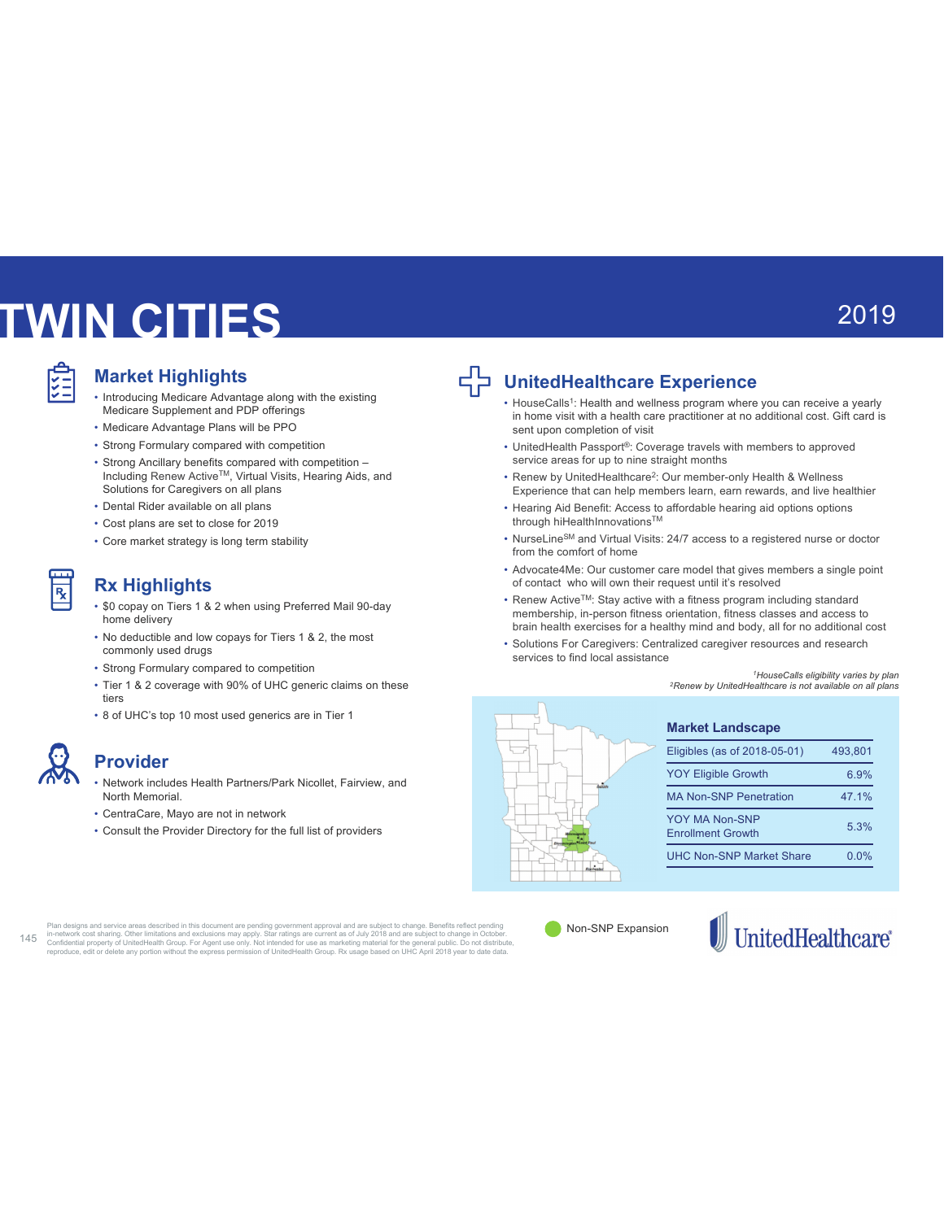# TWIN CITIES

2019

## Market Highlights

- Introducing Medicare Advantage along with the existing Medicare Supplement and PDP offerings
- Medicare Advantage Plans will be PPO
- Strong Formulary compared with competition
- Strong Ancillary benefits compared with competition – Including Renew Active[TM], Virtual Visits, Hearing Aids, and Solutions for Caregivers on all plans
- Dental Rider available on all plans
- Cost plans are set to close for 2019
- Core market strategy is long term stability

## Rx Highlights

- $0 copay on Tiers 1 & 2 when using Preferred Mail 90-day home delivery
- No deductible and low copays for Tiers 1 & 2, the most commonly used drugs
- Strong Formulary compared to competition
- Tier 1 & 2 coverage with 90% of UHC generic claims on these tiers
- 8 of UHC's top 10 most used generics are in Tier 1

## Provider

- Network includes Health Partners/Park Nicollet, Fairview, and North Memorial.
- CentraCare, Mayo are not in network
- Consult the Provider Directory for the full list of providers

## UnitedHealthcare Experience

- HouseCalls[1]: Health and wellness program where you can receive a yearly in home visit with a health care practitioner at no additional cost. Gift card is sent upon completion of visit
- UnitedHealth Passport®: Coverage travels with members to approved service areas for up to nine straight months
- Renew by UnitedHealthcare[2]: Our member-only Health & Wellness Experience that can help members learn, earn rewards, and live healthier
- Hearing Aid Benefit: Access to affordable hearing aid options options through hiHealthInnovations[TM]
- NurseLine[SM] and Virtual Visits: 24/7 access to a registered nurse or doctor from the comfort of home
- Advocate4Me: Our customer care model that gives members a single point of contact who will own their request until it's resolved
- Renew Active[TM]: Stay active with a fitness program including standard membership, in-person fitness orientation, fitness classes and access to brain health exercises for a healthy mind and body, all for no additional cost
- Solutions For Caregivers: Centralized caregiver resources and research services to find local assistance

*[1]HouseCalls eligibility varies by plan*
*[2]Renew by UnitedHealthcare is not available on all plans*

### Market Landscape

| Market Landscape | |
|---|---|
| Eligibles (as of 2018-05-01) | 493,801 |
| YOY Eligible Growth | 6.9% |
| MA Non-SNP Penetration | 47.1% |
| YOY MA Non-SNP Enrollment Growth | 5.3% |
| UHC Non-SNP Market Share | 0.0% |

Non-SNP Expansion

Plan designs and service areas described in this document are pending government approval and are subject to change. Benefits reflect pending in-network cost sharing. Other limitations and exclusions may apply. Star ratings are current as of July 2018 and are subject to change in October. Confidential property of UnitedHealth Group. For Agent use only. Not intended for use as marketing material for the general public. Do not distribute, reproduce, edit or delete any portion without the express permission of UnitedHealth Group. Rx usage based on UHC April 2018 year to date data.

UnitedHealthcare®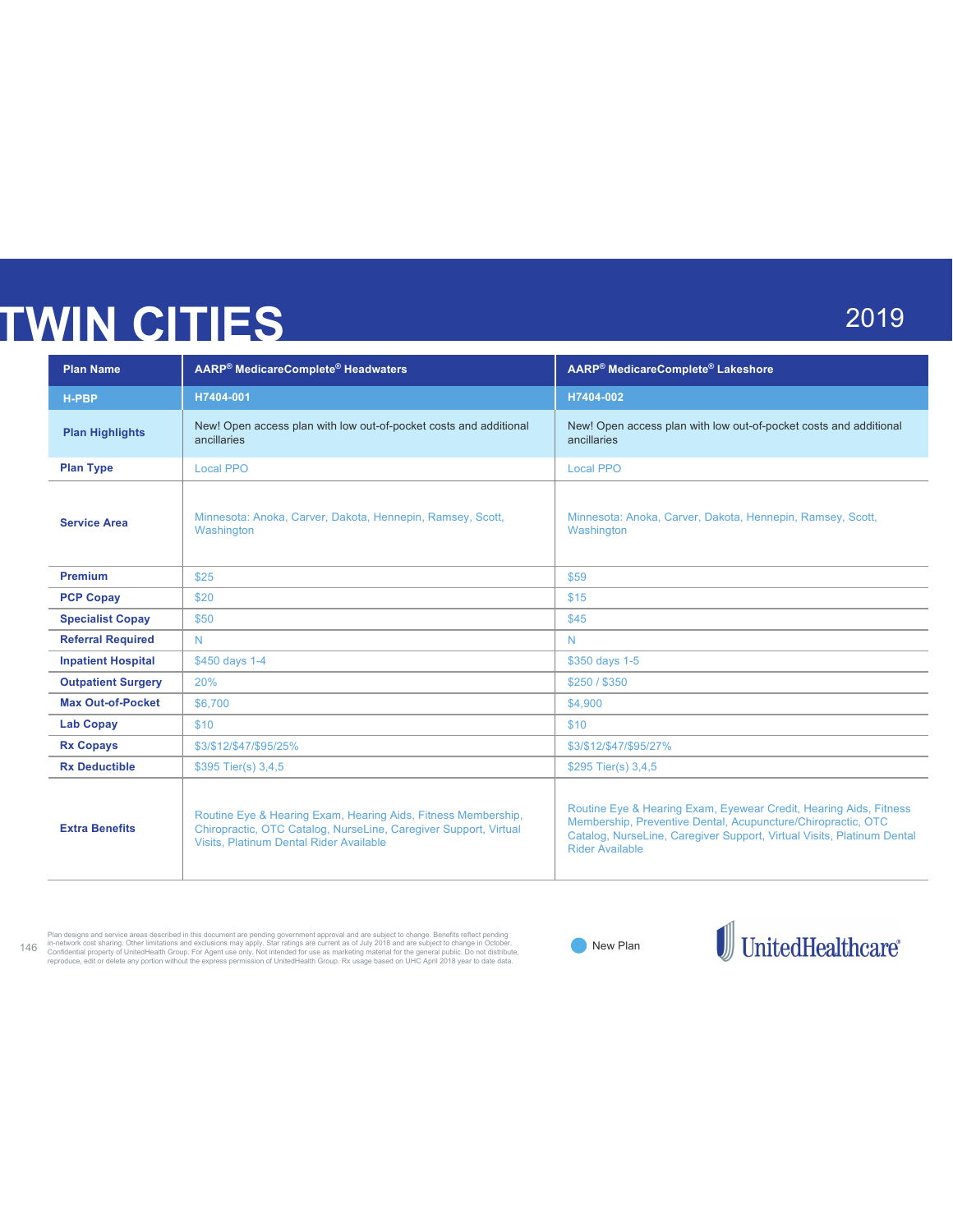# TWIN CITIES

2019

| Plan Name | AARP® MedicareComplete® Headwaters | AARP® MedicareComplete® Lakeshore |
| --- | --- | --- |
| H-PBP | H7404-001 | H7404-002 |
| Plan Highlights | New! Open access plan with low out-of-pocket costs and additional ancillaries | New! Open access plan with low out-of-pocket costs and additional ancillaries |
| Plan Type | Local PPO | Local PPO |
| Service Area | Minnesota: Anoka, Carver, Dakota, Hennepin, Ramsey, Scott, Washington | Minnesota: Anoka, Carver, Dakota, Hennepin, Ramsey, Scott, Washington |
| Premium | $25 | $59 |
| PCP Copay | $20 | $15 |
| Specialist Copay | $50 | $45 |
| Referral Required | N | N |
| Inpatient Hospital | $450 days 1-4 | $350 days 1-5 |
| Outpatient Surgery | 20% | $250 / $350 |
| Max Out-of-Pocket | $6,700 | $4,900 |
| Lab Copay | $10 | $10 |
| Rx Copays | $3/$12/$47/$95/25% | $3/$12/$47/$95/27% |
| Rx Deductible | $395 Tier(s) 3,4,5 | $295 Tier(s) 3,4,5 |
| Extra Benefits | Routine Eye & Hearing Exam, Hearing Aids, Fitness Membership, Chiropractic, OTC Catalog, NurseLine, Caregiver Support, Virtual Visits, Platinum Dental Rider Available | Routine Eye & Hearing Exam, Eyewear Credit, Hearing Aids, Fitness Membership, Preventive Dental, Acupuncture/Chiropractic, OTC Catalog, NurseLine, Caregiver Support, Virtual Visits, Platinum Dental Rider Available |

Plan designs and service areas described in this document are pending government approval and are subject to change. Benefits reflect pending in-network cost sharing. Other limitations and exclusions may apply. Star ratings are current as of July 2018 and are subject to change in October. Confidential property of UnitedHealth Group. For Agent use only. Not intended for use as marketing material for the general public. Do not distribute, reproduce, edit or delete any portion without the express permission of UnitedHealth Group. Rx usage based on UHC April 2018 year to date data.

New Plan

UnitedHealthcare®